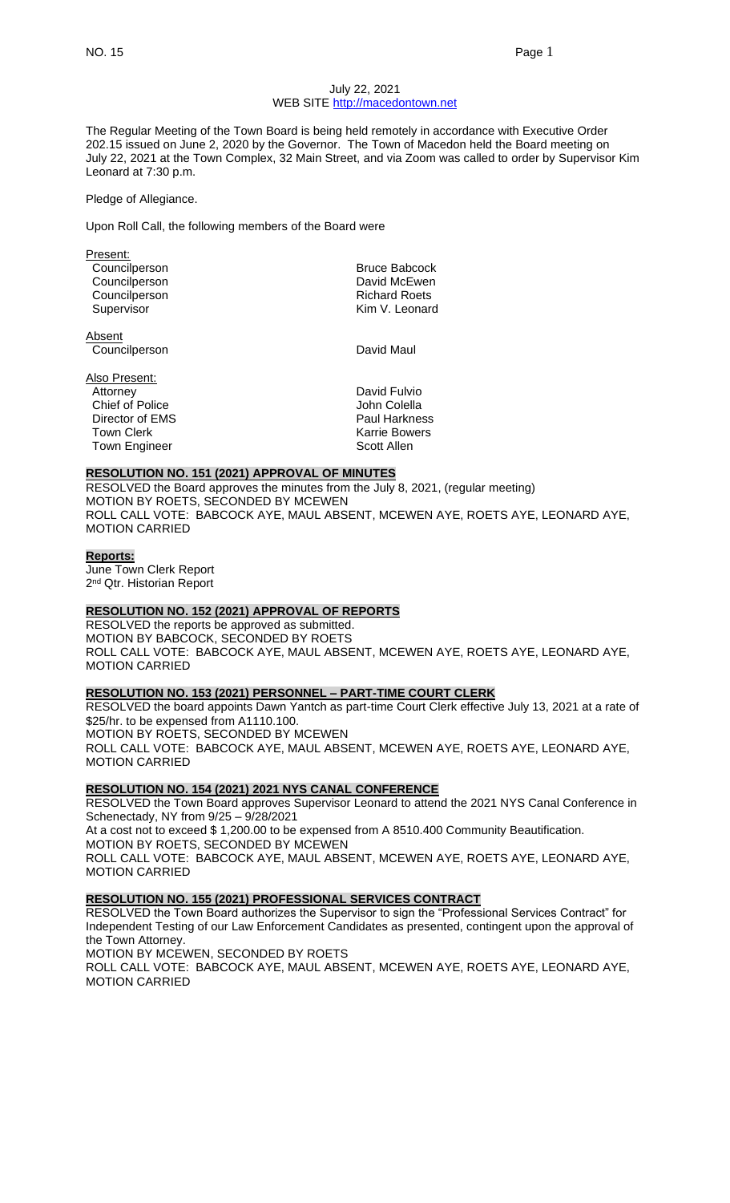July 22, 2021
WEB SITE http://macedontown.net

The Regular Meeting of the Town Board is being held remotely in accordance with Executive Order 202.15 issued on June 2, 2020 by the Governor. The Town of Macedon held the Board meeting on July 22, 2021 at the Town Complex, 32 Main Street, and via Zoom was called to order by Supervisor Kim Leonard at 7:30 p.m.

Pledge of Allegiance.

Upon Roll Call, the following members of the Board were

Present:

| | |
|---|---|
| Councilperson | Bruce Babcock |
| Councilperson | David McEwen |
| Councilperson | Richard Roets |
| Supervisor | Kim V. Leonard |

Absent

| | |
|---|---|
| Councilperson | David Maul |

Also Present:

| | |
|---|---|
| Attorney | David Fulvio |
| Chief of Police | John Colella |
| Director of EMS | Paul Harkness |
| Town Clerk | Karrie Bowers |
| Town Engineer | Scott Allen |

**RESOLUTION NO. 151 (2021) APPROVAL OF MINUTES**

RESOLVED the Board approves the minutes from the July 8, 2021, (regular meeting)
MOTION BY ROETS, SECONDED BY MCEWEN
ROLL CALL VOTE: BABCOCK AYE, MAUL ABSENT, MCEWEN AYE, ROETS AYE, LEONARD AYE, MOTION CARRIED

**Reports:**

June Town Clerk Report
2nd Qtr. Historian Report

**RESOLUTION NO. 152 (2021) APPROVAL OF REPORTS**

RESOLVED the reports be approved as submitted.
MOTION BY BABCOCK, SECONDED BY ROETS
ROLL CALL VOTE: BABCOCK AYE, MAUL ABSENT, MCEWEN AYE, ROETS AYE, LEONARD AYE, MOTION CARRIED

**RESOLUTION NO. 153 (2021) PERSONNEL – PART-TIME COURT CLERK**

RESOLVED the board appoints Dawn Yantch as part-time Court Clerk effective July 13, 2021 at a rate of $25/hr. to be expensed from A1110.100.
MOTION BY ROETS, SECONDED BY MCEWEN
ROLL CALL VOTE: BABCOCK AYE, MAUL ABSENT, MCEWEN AYE, ROETS AYE, LEONARD AYE, MOTION CARRIED

**RESOLUTION NO. 154 (2021) 2021 NYS CANAL CONFERENCE**

RESOLVED the Town Board approves Supervisor Leonard to attend the 2021 NYS Canal Conference in Schenectady, NY from 9/25 – 9/28/2021
At a cost not to exceed $ 1,200.00 to be expensed from A 8510.400 Community Beautification.
MOTION BY ROETS, SECONDED BY MCEWEN
ROLL CALL VOTE: BABCOCK AYE, MAUL ABSENT, MCEWEN AYE, ROETS AYE, LEONARD AYE, MOTION CARRIED

**RESOLUTION NO. 155 (2021) PROFESSIONAL SERVICES CONTRACT**

RESOLVED the Town Board authorizes the Supervisor to sign the "Professional Services Contract" for Independent Testing of our Law Enforcement Candidates as presented, contingent upon the approval of the Town Attorney.
MOTION BY MCEWEN, SECONDED BY ROETS
ROLL CALL VOTE: BABCOCK AYE, MAUL ABSENT, MCEWEN AYE, ROETS AYE, LEONARD AYE, MOTION CARRIED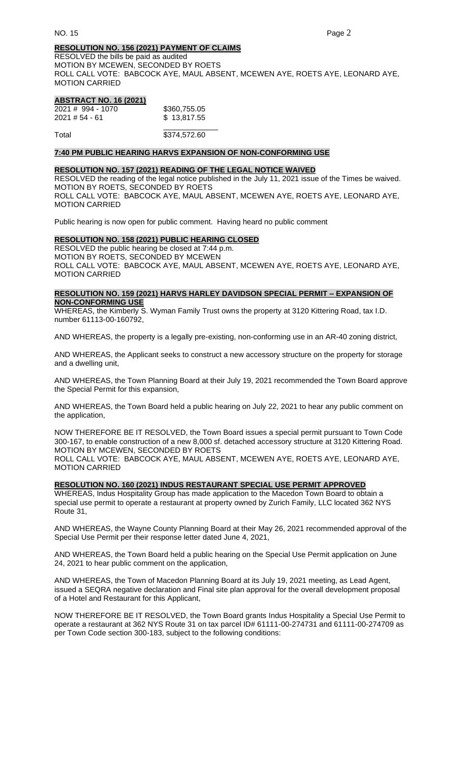**RESOLUTION NO. 156 (2021) PAYMENT OF CLAIMS**

RESOLVED the bills be paid as audited
MOTION BY MCEWEN, SECONDED BY ROETS
ROLL CALL VOTE: BABCOCK AYE, MAUL ABSENT, MCEWEN AYE, ROETS AYE, LEONARD AYE, MOTION CARRIED

**ABSTRACT NO. 16 (2021)**

| | |
|---|---|
| 2021 # 994 - 1070 | $360,755.05 |
| 2021 # 54 - 61 | $ 13,817.55 |
| Total | $374,572.60 |

**7:40 PM PUBLIC HEARING HARVS EXPANSION OF NON-CONFORMING USE**

**RESOLUTION NO. 157 (2021) READING OF THE LEGAL NOTICE WAIVED**

RESOLVED the reading of the legal notice published in the July 11, 2021 issue of the Times be waived.
MOTION BY ROETS, SECONDED BY ROETS
ROLL CALL VOTE: BABCOCK AYE, MAUL ABSENT, MCEWEN AYE, ROETS AYE, LEONARD AYE, MOTION CARRIED

Public hearing is now open for public comment. Having heard no public comment

**RESOLUTION NO. 158 (2021) PUBLIC HEARING CLOSED**

RESOLVED the public hearing be closed at 7:44 p.m.
MOTION BY ROETS, SECONDED BY MCEWEN
ROLL CALL VOTE: BABCOCK AYE, MAUL ABSENT, MCEWEN AYE, ROETS AYE, LEONARD AYE, MOTION CARRIED

**RESOLUTION NO. 159 (2021) HARVS HARLEY DAVIDSON SPECIAL PERMIT – EXPANSION OF NON-CONFORMING USE**

WHEREAS, the Kimberly S. Wyman Family Trust owns the property at 3120 Kittering Road, tax I.D. number 61113-00-160792,

AND WHEREAS, the property is a legally pre-existing, non-conforming use in an AR-40 zoning district,

AND WHEREAS, the Applicant seeks to construct a new accessory structure on the property for storage and a dwelling unit,

AND WHEREAS, the Town Planning Board at their July 19, 2021 recommended the Town Board approve the Special Permit for this expansion,

AND WHEREAS, the Town Board held a public hearing on July 22, 2021 to hear any public comment on the application,

NOW THEREFORE BE IT RESOLVED, the Town Board issues a special permit pursuant to Town Code 300-167, to enable construction of a new 8,000 sf. detached accessory structure at 3120 Kittering Road.
MOTION BY MCEWEN, SECONDED BY ROETS
ROLL CALL VOTE: BABCOCK AYE, MAUL ABSENT, MCEWEN AYE, ROETS AYE, LEONARD AYE, MOTION CARRIED

**RESOLUTION NO. 160 (2021) INDUS RESTAURANT SPECIAL USE PERMIT APPROVED**

WHEREAS, Indus Hospitality Group has made application to the Macedon Town Board to obtain a special use permit to operate a restaurant at property owned by Zurich Family, LLC located 362 NYS Route 31,

AND WHEREAS, the Wayne County Planning Board at their May 26, 2021 recommended approval of the Special Use Permit per their response letter dated June 4, 2021,

AND WHEREAS, the Town Board held a public hearing on the Special Use Permit application on June 24, 2021 to hear public comment on the application,

AND WHEREAS, the Town of Macedon Planning Board at its July 19, 2021 meeting, as Lead Agent, issued a SEQRA negative declaration and Final site plan approval for the overall development proposal of a Hotel and Restaurant for this Applicant,

NOW THEREFORE BE IT RESOLVED, the Town Board grants Indus Hospitality a Special Use Permit to operate a restaurant at 362 NYS Route 31 on tax parcel ID# 61111-00-274731 and 61111-00-274709 as per Town Code section 300-183, subject to the following conditions: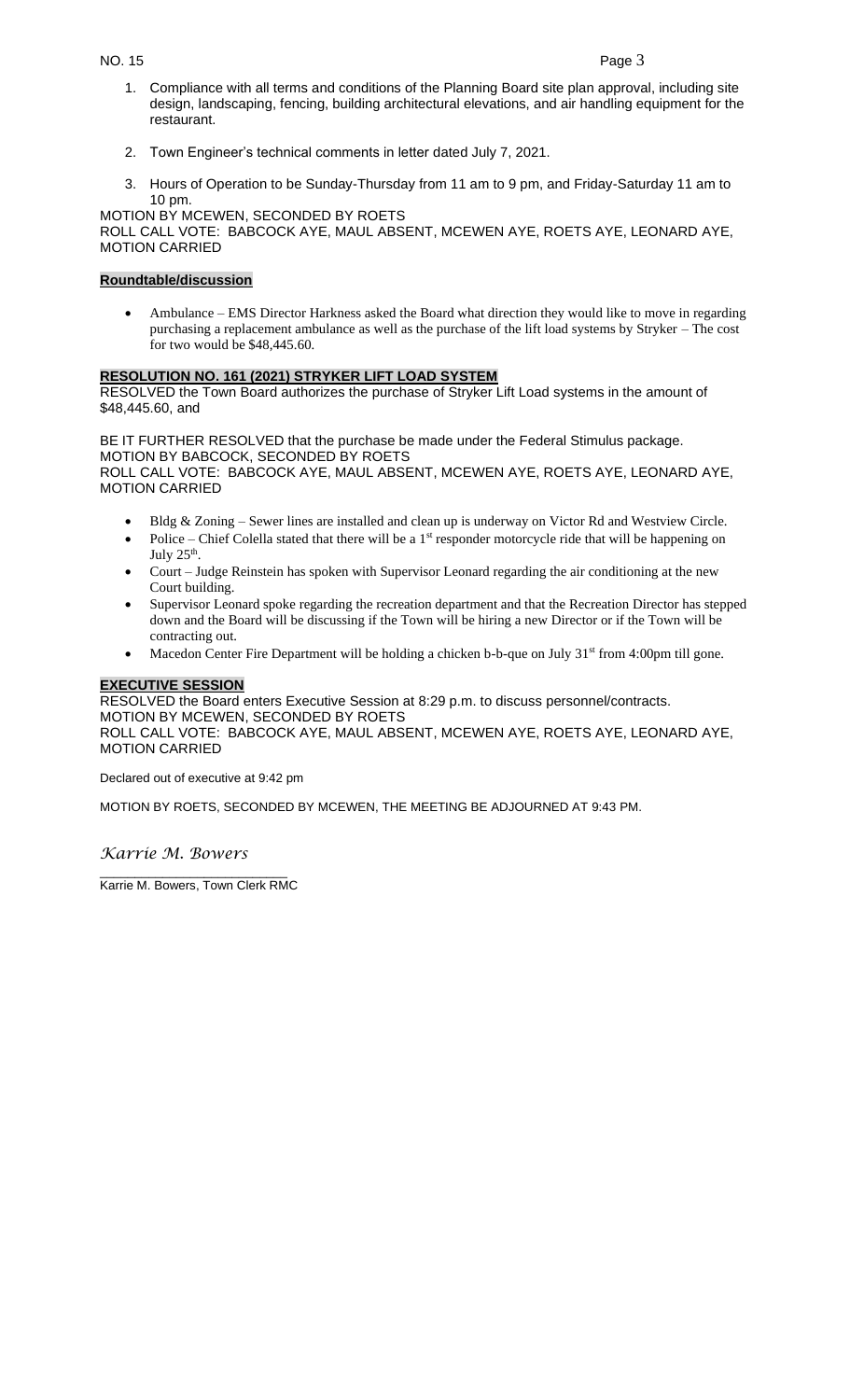1. Compliance with all terms and conditions of the Planning Board site plan approval, including site design, landscaping, fencing, building architectural elevations, and air handling equipment for the restaurant.

2. Town Engineer's technical comments in letter dated July 7, 2021.

3. Hours of Operation to be Sunday-Thursday from 11 am to 9 pm, and Friday-Saturday 11 am to 10 pm.

MOTION BY MCEWEN, SECONDED BY ROETS
ROLL CALL VOTE: BABCOCK AYE, MAUL ABSENT, MCEWEN AYE, ROETS AYE, LEONARD AYE, MOTION CARRIED

**Roundtable/discussion**

- Ambulance – EMS Director Harkness asked the Board what direction they would like to move in regarding purchasing a replacement ambulance as well as the purchase of the lift load systems by Stryker – The cost for two would be $48,445.60.

**RESOLUTION NO. 161 (2021) STRYKER LIFT LOAD SYSTEM**

RESOLVED the Town Board authorizes the purchase of Stryker Lift Load systems in the amount of $48,445.60, and

BE IT FURTHER RESOLVED that the purchase be made under the Federal Stimulus package.
MOTION BY BABCOCK, SECONDED BY ROETS
ROLL CALL VOTE: BABCOCK AYE, MAUL ABSENT, MCEWEN AYE, ROETS AYE, LEONARD AYE, MOTION CARRIED

- Bldg & Zoning – Sewer lines are installed and clean up is underway on Victor Rd and Westview Circle.
- Police – Chief Colella stated that there will be a 1st responder motorcycle ride that will be happening on July 25th.
- Court – Judge Reinstein has spoken with Supervisor Leonard regarding the air conditioning at the new Court building.
- Supervisor Leonard spoke regarding the recreation department and that the Recreation Director has stepped down and the Board will be discussing if the Town will be hiring a new Director or if the Town will be contracting out.
- Macedon Center Fire Department will be holding a chicken b-b-que on July 31st from 4:00pm till gone.

**EXECUTIVE SESSION**

RESOLVED the Board enters Executive Session at 8:29 p.m. to discuss personnel/contracts.
MOTION BY MCEWEN, SECONDED BY ROETS
ROLL CALL VOTE: BABCOCK AYE, MAUL ABSENT, MCEWEN AYE, ROETS AYE, LEONARD AYE, MOTION CARRIED

Declared out of executive at 9:42 pm

MOTION BY ROETS, SECONDED BY MCEWEN, THE MEETING BE ADJOURNED AT 9:43 PM.

*Karrie M. Bowers*

Karrie M. Bowers, Town Clerk RMC